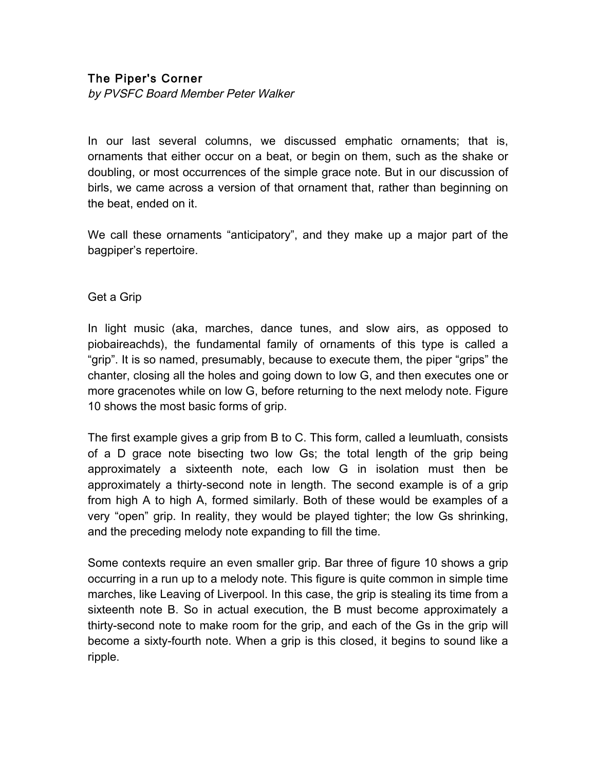# The Piper's Corner

*by PVSFC Board Member Peter Walker*

In our last several columns, we discussed emphatic ornaments; that is, ornaments that either occur on a beat, or begin on them, such as the shake or doubling, or most occurrences of the simple grace note. But in our discussion of birls, we came across a version of that ornament that, rather than beginning on the beat, ended on it.

We call these ornaments “anticipatory”, and they make up a major part of the bagpiper’s repertoire.

## Get a Grip

In light music (aka, marches, dance tunes, and slow airs, as opposed to piobaireachds), the fundamental family of ornaments of this type is called a “grip”. It is so named, presumably, because to execute them, the piper “grips” the chanter, closing all the holes and going down to low G, and then executes one or more gracenotes while on low G, before returning to the next melody note. Figure 10 shows the most basic forms of grip.

The first example gives a grip from B to C. This form, called a leumluath, consists of a D grace note bisecting two low Gs; the total length of the grip being approximately a sixteenth note, each low G in isolation must then be approximately a thirty-second note in length. The second example is of a grip from high A to high A, formed similarly. Both of these would be examples of a very “open” grip. In reality, they would be played tighter; the low Gs shrinking, and the preceding melody note expanding to fill the time.

Some contexts require an even smaller grip. Bar three of figure 10 shows a grip occurring in a run up to a melody note. This figure is quite common in simple time marches, like Leaving of Liverpool. In this case, the grip is stealing its time from a sixteenth note B. So in actual execution, the B must become approximately a thirty-second note to make room for the grip, and each of the Gs in the grip will become a sixty-fourth note. When a grip is this closed, it begins to sound like a ripple.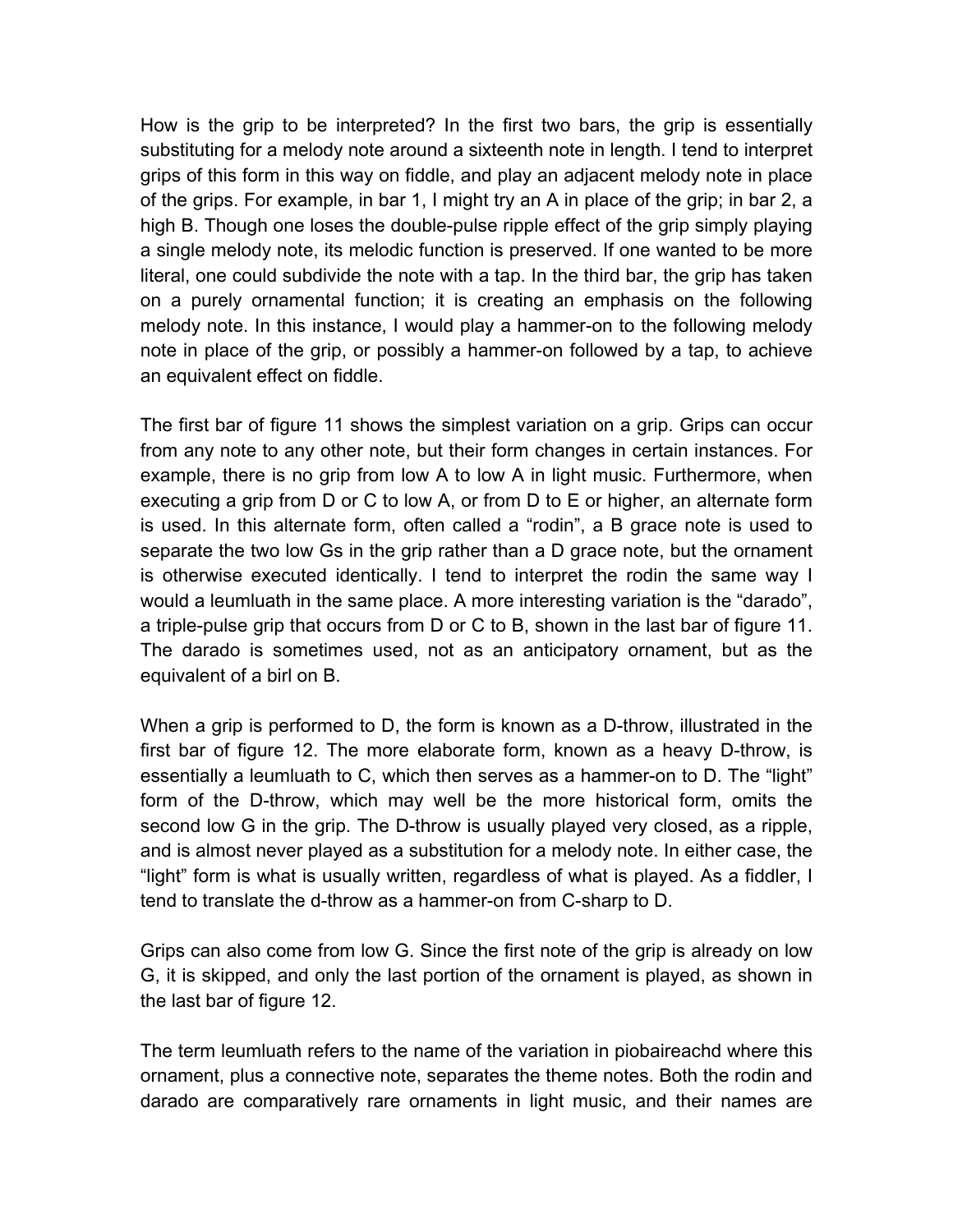How is the grip to be interpreted? In the first two bars, the grip is essentially substituting for a melody note around a sixteenth note in length. I tend to interpret grips of this form in this way on fiddle, and play an adjacent melody note in place of the grips. For example, in bar 1, I might try an A in place of the grip; in bar 2, a high B. Though one loses the double-pulse ripple effect of the grip simply playing a single melody note, its melodic function is preserved. If one wanted to be more literal, one could subdivide the note with a tap. In the third bar, the grip has taken on a purely ornamental function; it is creating an emphasis on the following melody note. In this instance, I would play a hammer-on to the following melody note in place of the grip, or possibly a hammer-on followed by a tap, to achieve an equivalent effect on fiddle.

The first bar of figure 11 shows the simplest variation on a grip. Grips can occur from any note to any other note, but their form changes in certain instances. For example, there is no grip from low A to low A in light music. Furthermore, when executing a grip from D or C to low A, or from D to E or higher, an alternate form is used. In this alternate form, often called a “rodin”, a B grace note is used to separate the two low Gs in the grip rather than a D grace note, but the ornament is otherwise executed identically. I tend to interpret the rodin the same way I would a leumluath in the same place. A more interesting variation is the “darado”, a triple-pulse grip that occurs from D or C to B, shown in the last bar of figure 11. The darado is sometimes used, not as an anticipatory ornament, but as the equivalent of a birl on B.

When a grip is performed to D, the form is known as a D-throw, illustrated in the first bar of figure 12. The more elaborate form, known as a heavy D-throw, is essentially a leumluath to C, which then serves as a hammer-on to D. The “light” form of the D-throw, which may well be the more historical form, omits the second low G in the grip. The D-throw is usually played very closed, as a ripple, and is almost never played as a substitution for a melody note. In either case, the “light” form is what is usually written, regardless of what is played. As a fiddler, I tend to translate the d-throw as a hammer-on from C-sharp to D.

Grips can also come from low G. Since the first note of the grip is already on low G, it is skipped, and only the last portion of the ornament is played, as shown in the last bar of figure 12.

The term leumluath refers to the name of the variation in piobaireachd where this ornament, plus a connective note, separates the theme notes. Both the rodin and darado are comparatively rare ornaments in light music, and their names are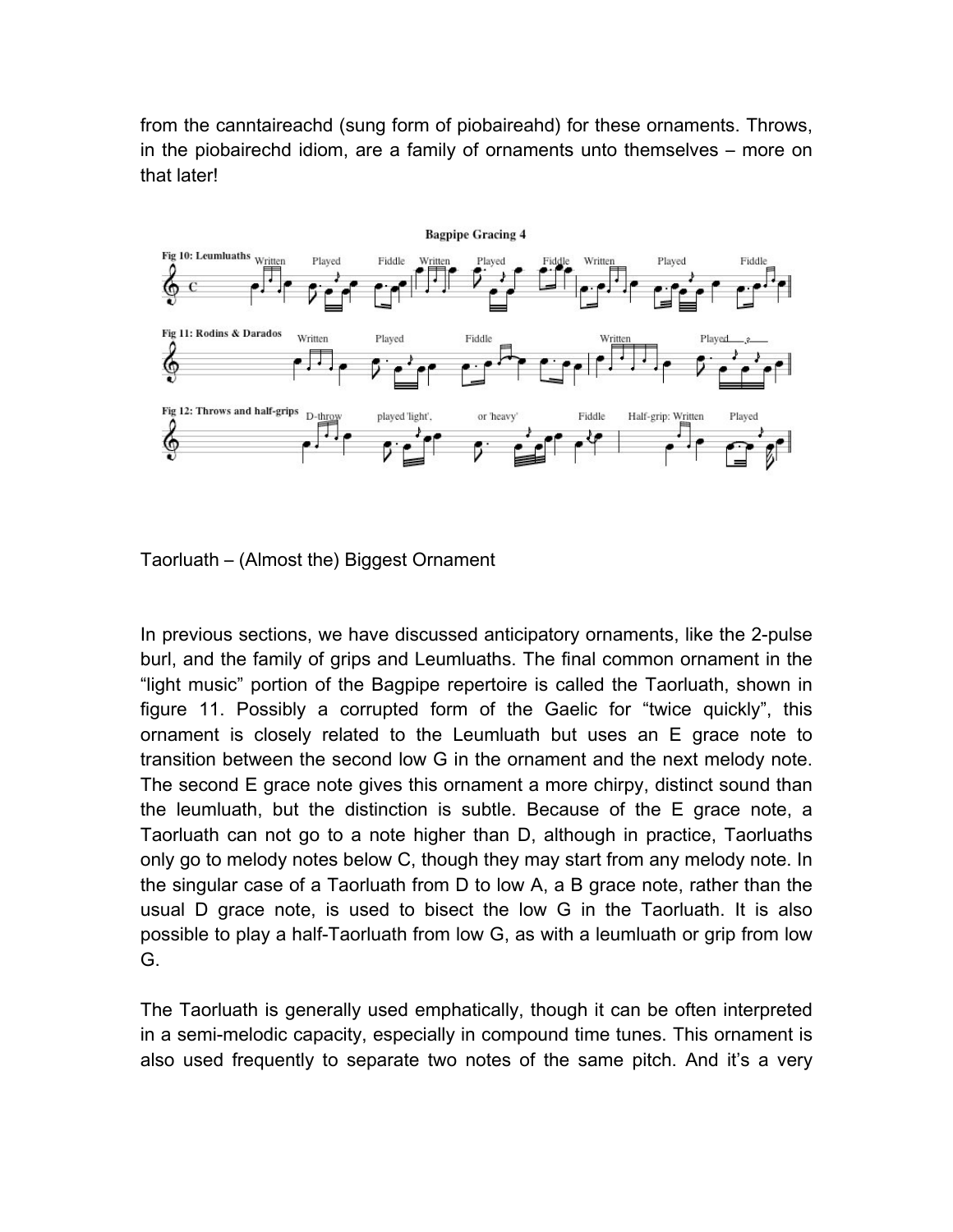from the canntaireachd (sung form of piobaireahd) for these ornaments. Throws, in the piobairechd idiom, are a family of ornaments unto themselves – more on that later!

Taorluath – (Almost the) Biggest Ornament

In previous sections, we have discussed anticipatory ornaments, like the 2-pulse burl, and the family of grips and Leumluaths. The final common ornament in the "light music" portion of the Bagpipe repertoire is called the Taorluath, shown in figure 11. Possibly a corrupted form of the Gaelic for "twice quickly", this ornament is closely related to the Leumluath but uses an E grace note to transition between the second low G in the ornament and the next melody note. The second E grace note gives this ornament a more chirpy, distinct sound than the leumluath, but the distinction is subtle. Because of the E grace note, a Taorluath can not go to a note higher than D, although in practice, Taorluaths only go to melody notes below C, though they may start from any melody note. In the singular case of a Taorluath from D to low A, a B grace note, rather than the usual D grace note, is used to bisect the low G in the Taorluath. It is also possible to play a half-Taorluath from low G, as with a leumluath or grip from low G.

The Taorluath is generally used emphatically, though it can be often interpreted in a semi-melodic capacity, especially in compound time tunes. This ornament is also used frequently to separate two notes of the same pitch. And it's a very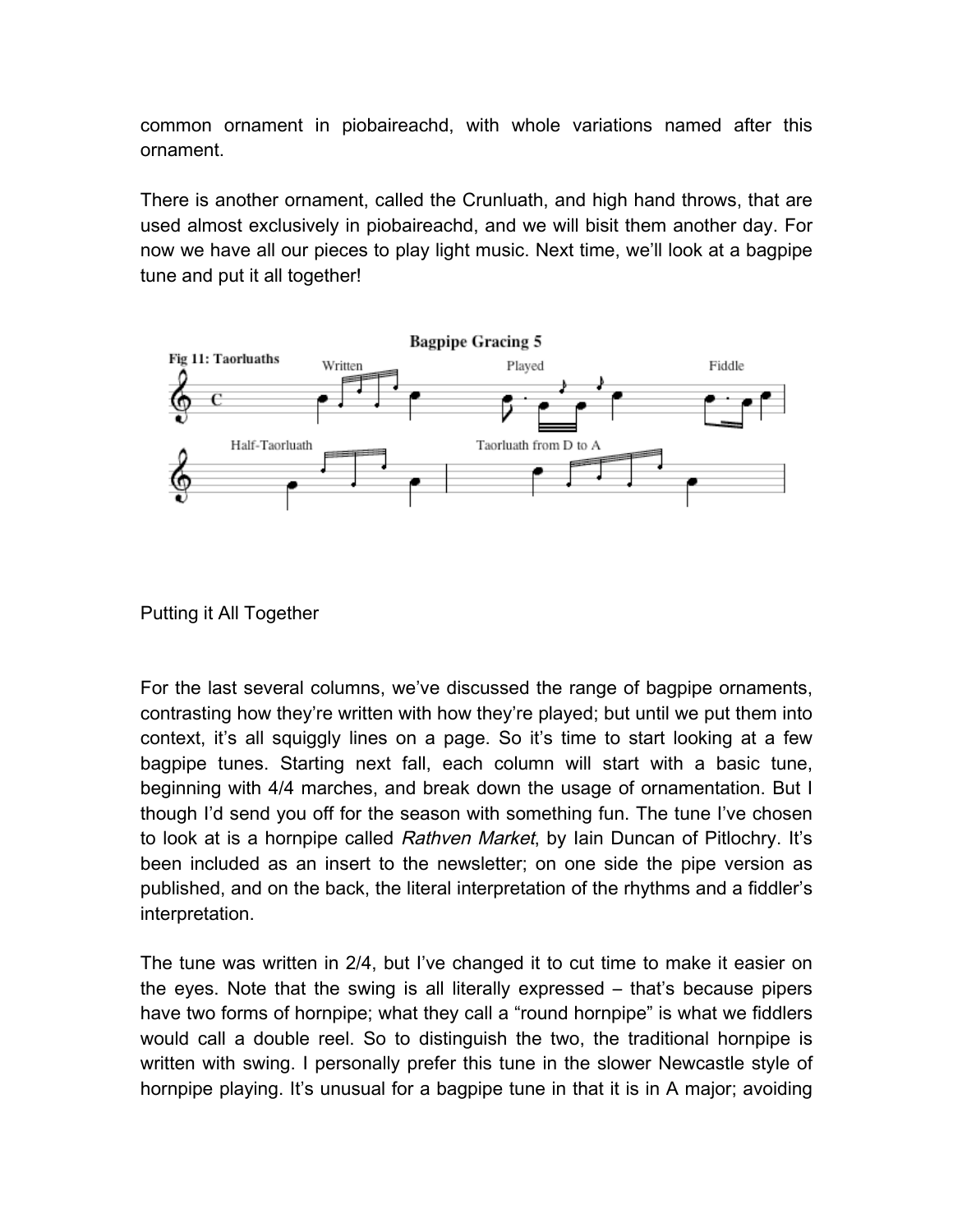common ornament in piobaireachd, with whole variations named after this ornament.

There is another ornament, called the Crunluath, and high hand throws, that are used almost exclusively in piobaireachd, and we will bisit them another day. For now we have all our pieces to play light music. Next time, we'll look at a bagpipe tune and put it all together!

Bagpipe Gracing 5

Fig 11: Taorluaths — Written — Played — Fiddle

Half-Taorluath — Taorluath from D to A

## Putting it All Together

For the last several columns, we've discussed the range of bagpipe ornaments, contrasting how they're written with how they're played; but until we put them into context, it's all squiggly lines on a page. So it's time to start looking at a few bagpipe tunes. Starting next fall, each column will start with a basic tune, beginning with 4/4 marches, and break down the usage of ornamentation. But I though I'd send you off for the season with something fun. The tune I've chosen to look at is a hornpipe called *Rathven Market*, by Iain Duncan of Pitlochry. It's been included as an insert to the newsletter; on one side the pipe version as published, and on the back, the literal interpretation of the rhythms and a fiddler's interpretation.

The tune was written in 2/4, but I've changed it to cut time to make it easier on the eyes. Note that the swing is all literally expressed – that's because pipers have two forms of hornpipe; what they call a "round hornpipe" is what we fiddlers would call a double reel. So to distinguish the two, the traditional hornpipe is written with swing. I personally prefer this tune in the slower Newcastle style of hornpipe playing. It's unusual for a bagpipe tune in that it is in A major; avoiding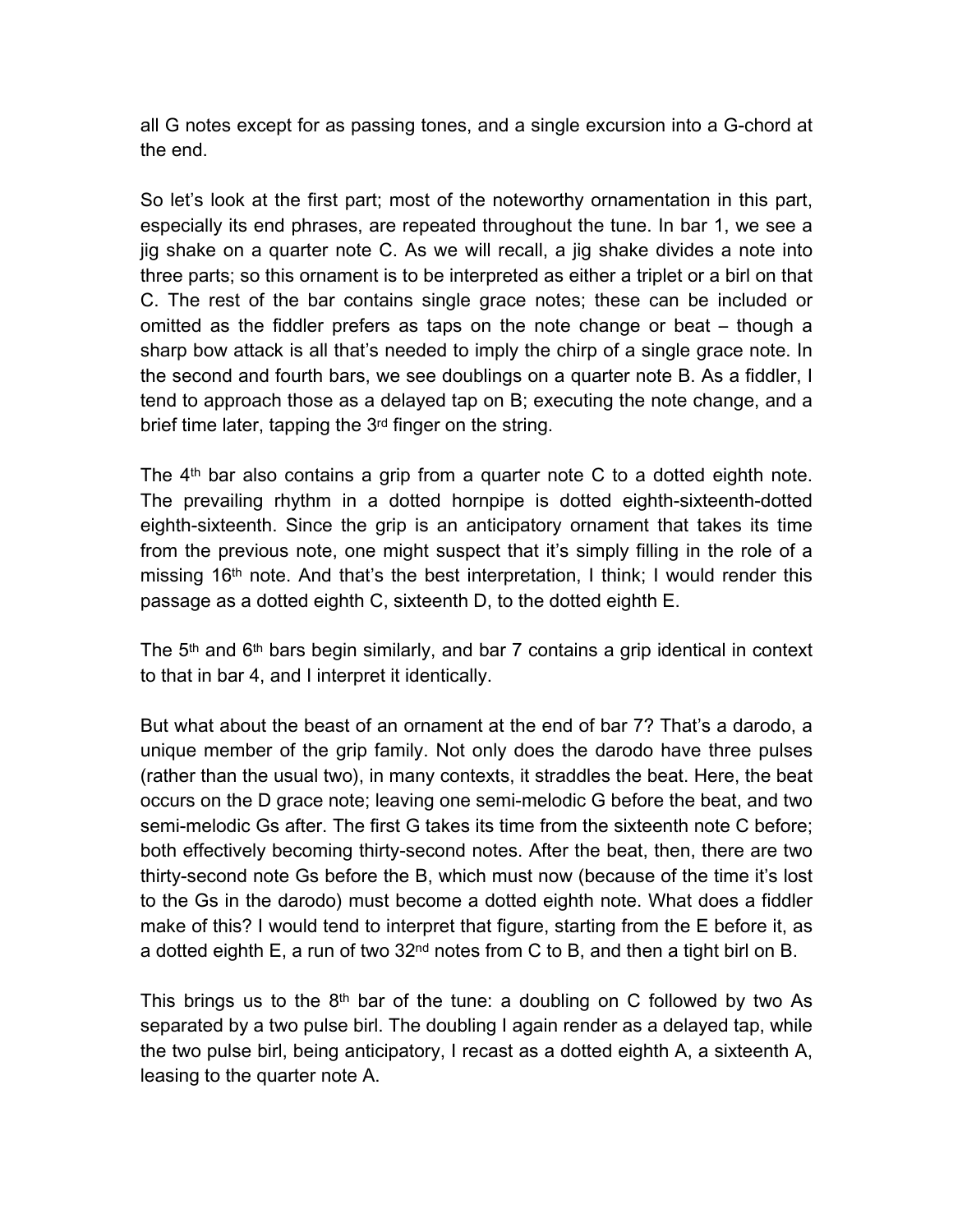all G notes except for as passing tones, and a single excursion into a G-chord at the end.

So let's look at the first part; most of the noteworthy ornamentation in this part, especially its end phrases, are repeated throughout the tune. In bar 1, we see a jig shake on a quarter note C. As we will recall, a jig shake divides a note into three parts; so this ornament is to be interpreted as either a triplet or a birl on that C. The rest of the bar contains single grace notes; these can be included or omitted as the fiddler prefers as taps on the note change or beat – though a sharp bow attack is all that's needed to imply the chirp of a single grace note. In the second and fourth bars, we see doublings on a quarter note B. As a fiddler, I tend to approach those as a delayed tap on B; executing the note change, and a brief time later, tapping the 3rd finger on the string.

The 4th bar also contains a grip from a quarter note C to a dotted eighth note. The prevailing rhythm in a dotted hornpipe is dotted eighth-sixteenth-dotted eighth-sixteenth. Since the grip is an anticipatory ornament that takes its time from the previous note, one might suspect that it's simply filling in the role of a missing 16th note. And that's the best interpretation, I think; I would render this passage as a dotted eighth C, sixteenth D, to the dotted eighth E.

The 5th and 6th bars begin similarly, and bar 7 contains a grip identical in context to that in bar 4, and I interpret it identically.

But what about the beast of an ornament at the end of bar 7? That's a darodo, a unique member of the grip family. Not only does the darodo have three pulses (rather than the usual two), in many contexts, it straddles the beat. Here, the beat occurs on the D grace note; leaving one semi-melodic G before the beat, and two semi-melodic Gs after. The first G takes its time from the sixteenth note C before; both effectively becoming thirty-second notes. After the beat, then, there are two thirty-second note Gs before the B, which must now (because of the time it's lost to the Gs in the darodo) must become a dotted eighth note. What does a fiddler make of this? I would tend to interpret that figure, starting from the E before it, as a dotted eighth E, a run of two 32nd notes from C to B, and then a tight birl on B.

This brings us to the 8th bar of the tune: a doubling on C followed by two As separated by a two pulse birl. The doubling I again render as a delayed tap, while the two pulse birl, being anticipatory, I recast as a dotted eighth A, a sixteenth A, leasing to the quarter note A.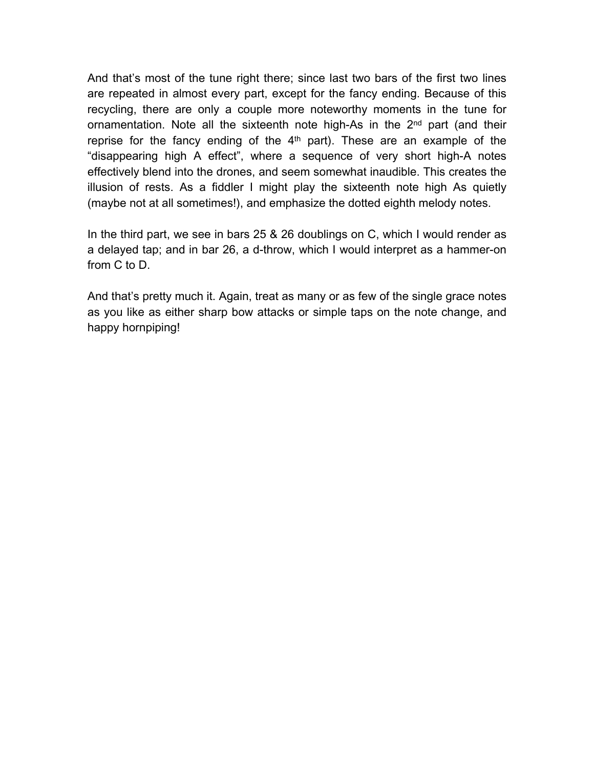And that's most of the tune right there; since last two bars of the first two lines are repeated in almost every part, except for the fancy ending. Because of this recycling, there are only a couple more noteworthy moments in the tune for ornamentation. Note all the sixteenth note high-As in the 2nd part (and their reprise for the fancy ending of the 4th part). These are an example of the "disappearing high A effect", where a sequence of very short high-A notes effectively blend into the drones, and seem somewhat inaudible. This creates the illusion of rests. As a fiddler I might play the sixteenth note high As quietly (maybe not at all sometimes!), and emphasize the dotted eighth melody notes.

In the third part, we see in bars 25 & 26 doublings on C, which I would render as a delayed tap; and in bar 26, a d-throw, which I would interpret as a hammer-on from C to D.

And that's pretty much it. Again, treat as many or as few of the single grace notes as you like as either sharp bow attacks or simple taps on the note change, and happy hornpiping!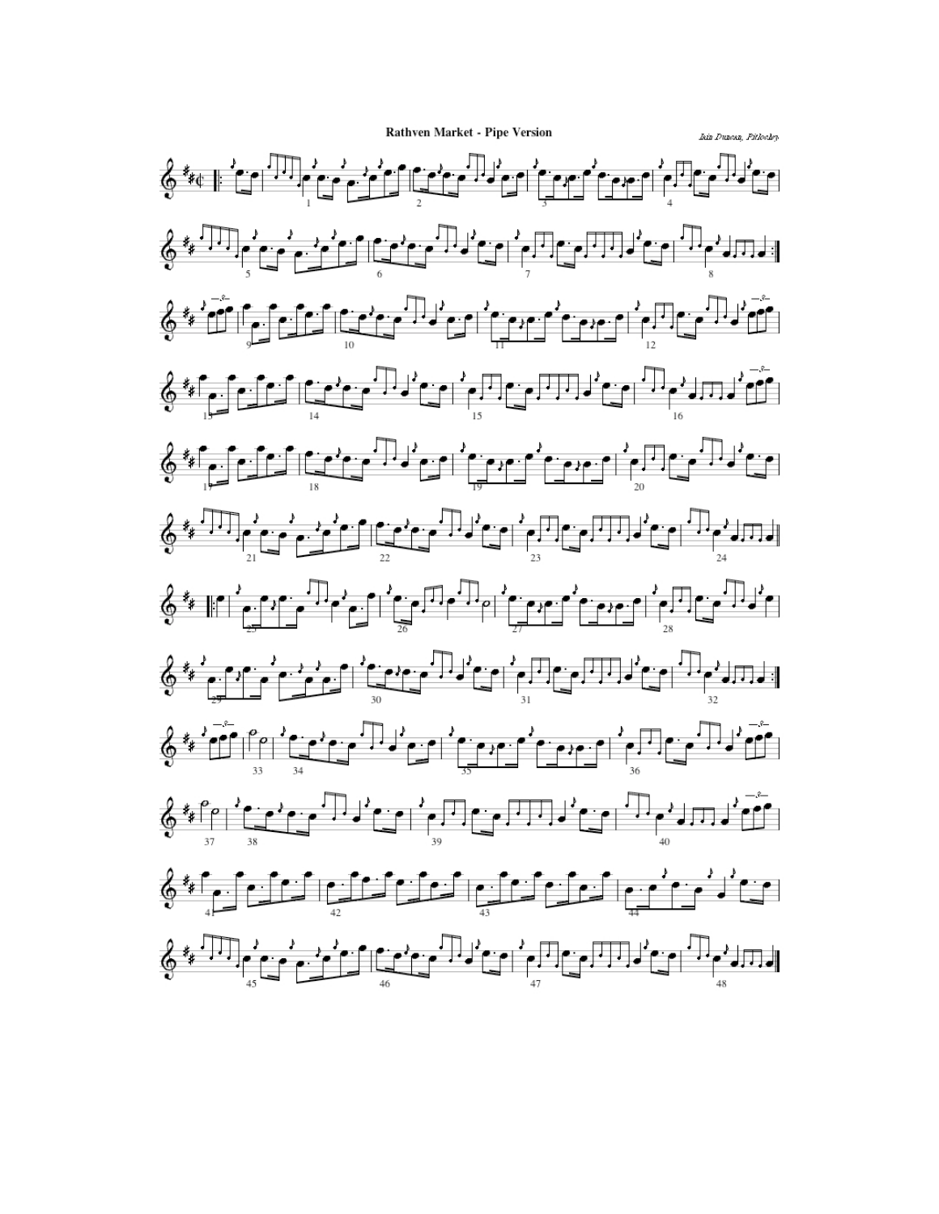# Rathven Market - Pipe Version

*Iain Duncan, Pitlochry*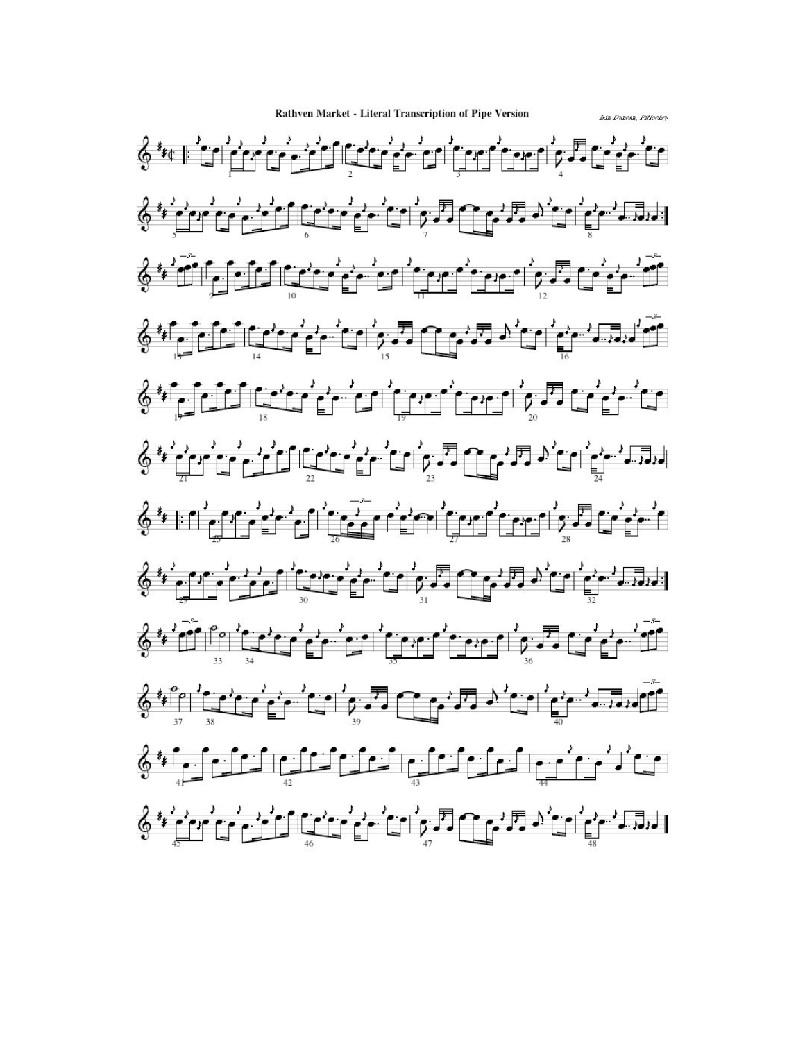# Rathven Market - Literal Transcription of Pipe Version

*Iain Duncan, Pitlochry*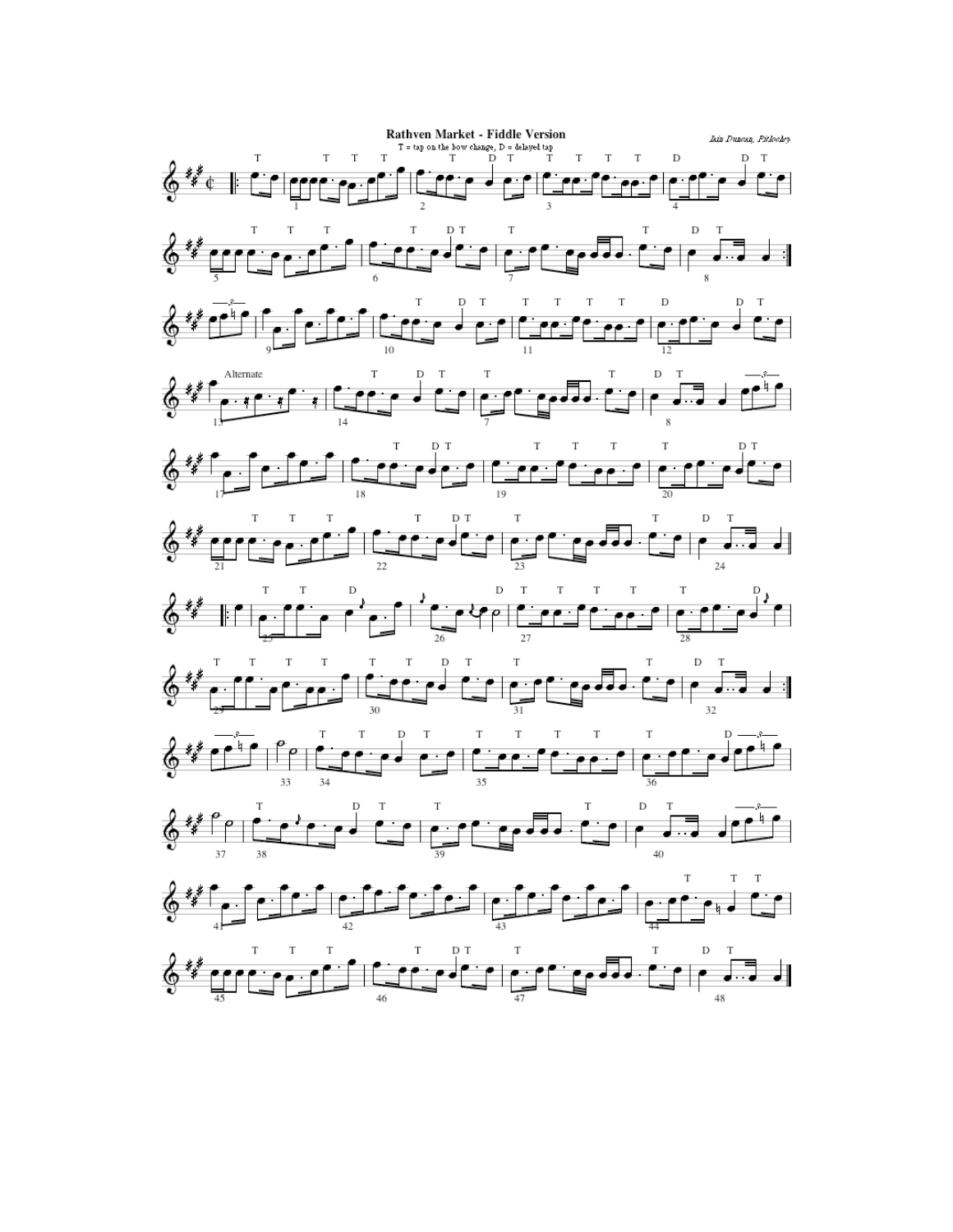# Rathven Market - Fiddle Version

T = tap on the bow change, D = delayed tap

*Iain Duncan, Pitlochry*